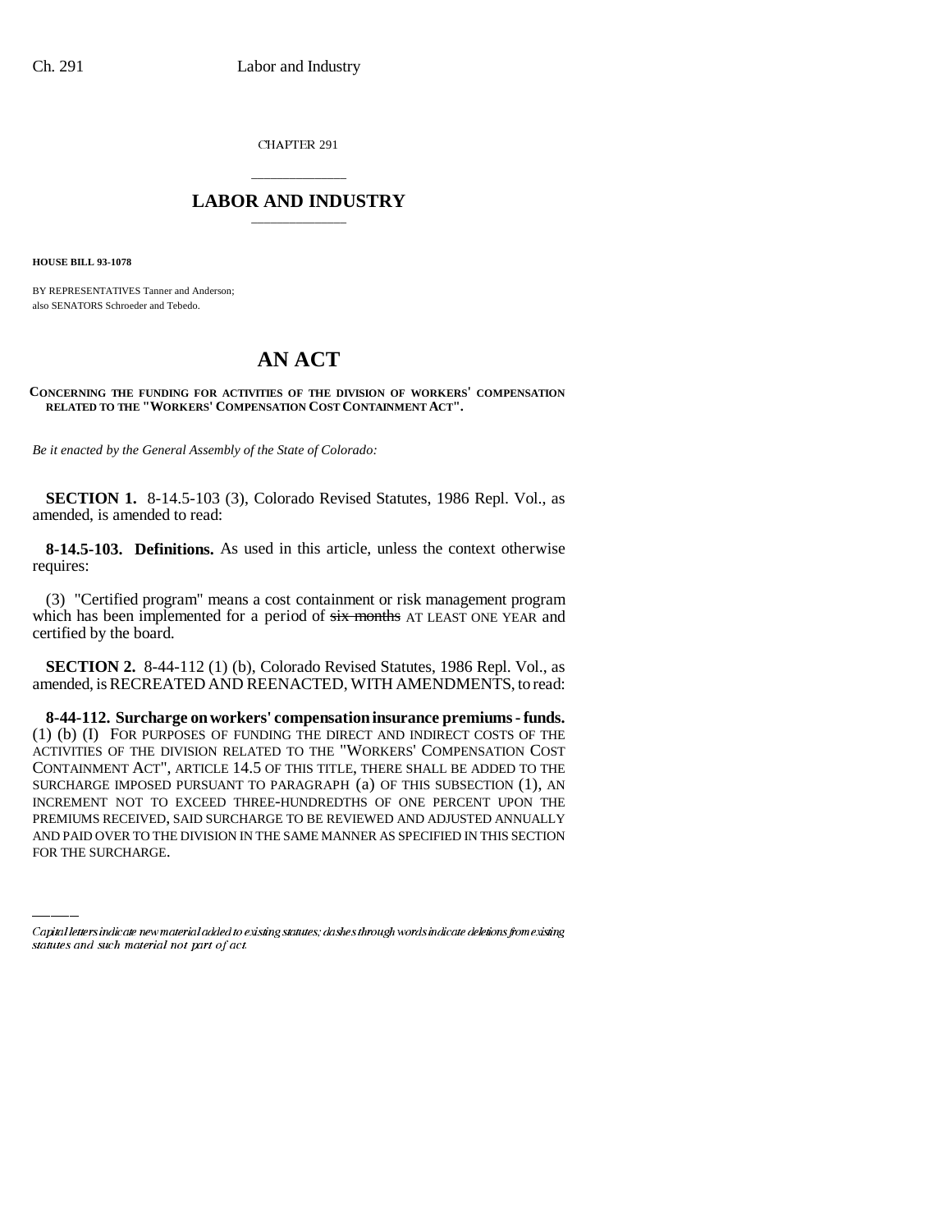CHAPTER 291

## LABOR AND INDUSTRY

**HOUSE BILL 93-1078**

BY REPRESENTATIVES Tanner and Anderson;
also SENATORS Schroeder and Tebedo.

# AN ACT

**CONCERNING THE FUNDING FOR ACTIVITIES OF THE DIVISION OF WORKERS' COMPENSATION RELATED TO THE "WORKERS' COMPENSATION COST CONTAINMENT ACT".**

*Be it enacted by the General Assembly of the State of Colorado:*

**SECTION 1.** 8-14.5-103 (3), Colorado Revised Statutes, 1986 Repl. Vol., as amended, is amended to read:

**8-14.5-103. Definitions.** As used in this article, unless the context otherwise requires:

(3) "Certified program" means a cost containment or risk management program which has been implemented for a period of ~~six months~~ AT LEAST ONE YEAR and certified by the board.

**SECTION 2.** 8-44-112 (1) (b), Colorado Revised Statutes, 1986 Repl. Vol., as amended, is RECREATED AND REENACTED, WITH AMENDMENTS, to read:

**8-44-112. Surcharge on workers' compensation insurance premiums - funds.** (1) (b) (I) FOR PURPOSES OF FUNDING THE DIRECT AND INDIRECT COSTS OF THE ACTIVITIES OF THE DIVISION RELATED TO THE "WORKERS' COMPENSATION COST CONTAINMENT ACT", ARTICLE 14.5 OF THIS TITLE, THERE SHALL BE ADDED TO THE SURCHARGE IMPOSED PURSUANT TO PARAGRAPH (a) OF THIS SUBSECTION (1), AN INCREMENT NOT TO EXCEED THREE-HUNDREDTHS OF ONE PERCENT UPON THE PREMIUMS RECEIVED, SAID SURCHARGE TO BE REVIEWED AND ADJUSTED ANNUALLY AND PAID OVER TO THE DIVISION IN THE SAME MANNER AS SPECIFIED IN THIS SECTION FOR THE SURCHARGE.

*Capital letters indicate new material added to existing statutes; dashes through words indicate deletions from existing statutes and such material not part of act.*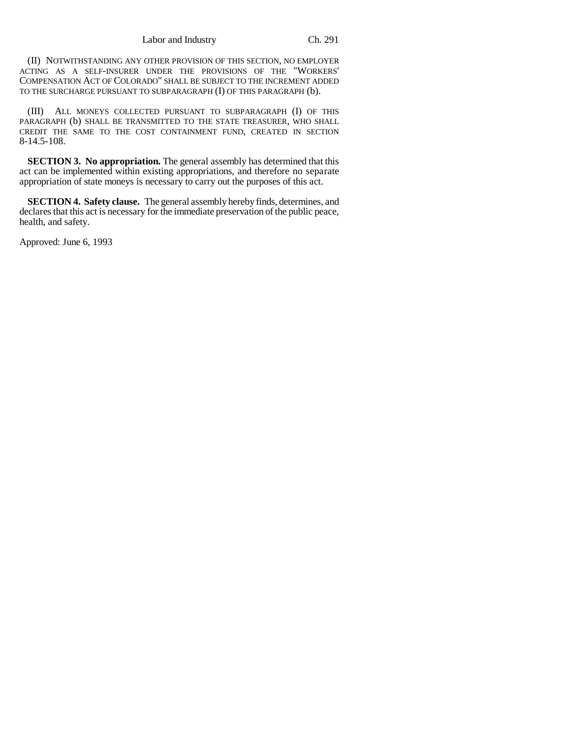(II) NOTWITHSTANDING ANY OTHER PROVISION OF THIS SECTION, NO EMPLOYER ACTING AS A SELF-INSURER UNDER THE PROVISIONS OF THE "WORKERS' COMPENSATION ACT OF COLORADO" SHALL BE SUBJECT TO THE INCREMENT ADDED TO THE SURCHARGE PURSUANT TO SUBPARAGRAPH (I) OF THIS PARAGRAPH (b).

(III) ALL MONEYS COLLECTED PURSUANT TO SUBPARAGRAPH (I) OF THIS PARAGRAPH (b) SHALL BE TRANSMITTED TO THE STATE TREASURER, WHO SHALL CREDIT THE SAME TO THE COST CONTAINMENT FUND, CREATED IN SECTION 8-14.5-108.

**SECTION 3. No appropriation.** The general assembly has determined that this act can be implemented within existing appropriations, and therefore no separate appropriation of state moneys is necessary to carry out the purposes of this act.

**SECTION 4. Safety clause.** The general assembly hereby finds, determines, and declares that this act is necessary for the immediate preservation of the public peace, health, and safety.

Approved: June 6, 1993